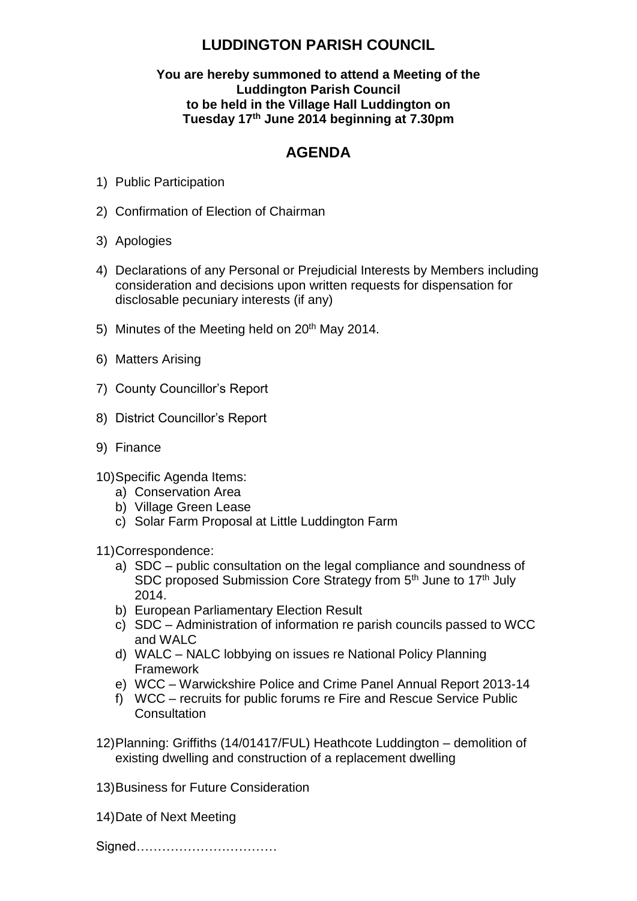# LUDDINGTON PARISH COUNCIL

**You are hereby summoned to attend a Meeting of the Luddington Parish Council to be held in the Village Hall Luddington on Tuesday 17th June 2014 beginning at 7.30pm**

## AGENDA

1) Public Participation
2) Confirmation of Election of Chairman
3) Apologies
4) Declarations of any Personal or Prejudicial Interests by Members including consideration and decisions upon written requests for dispensation for disclosable pecuniary interests (if any)
5) Minutes of the Meeting held on 20th May 2014.
6) Matters Arising
7) County Councillor's Report
8) District Councillor's Report
9) Finance
10) Specific Agenda Items:
    a) Conservation Area
    b) Village Green Lease
    c) Solar Farm Proposal at Little Luddington Farm
11) Correspondence:
    a) SDC – public consultation on the legal compliance and soundness of SDC proposed Submission Core Strategy from 5th June to 17th July 2014.
    b) European Parliamentary Election Result
    c) SDC – Administration of information re parish councils passed to WCC and WALC
    d) WALC – NALC lobbying on issues re National Policy Planning Framework
    e) WCC – Warwickshire Police and Crime Panel Annual Report 2013-14
    f) WCC – recruits for public forums re Fire and Rescue Service Public Consultation
12) Planning: Griffiths (14/01417/FUL) Heathcote Luddington – demolition of existing dwelling and construction of a replacement dwelling
13) Business for Future Consideration
14) Date of Next Meeting

Signed……………………………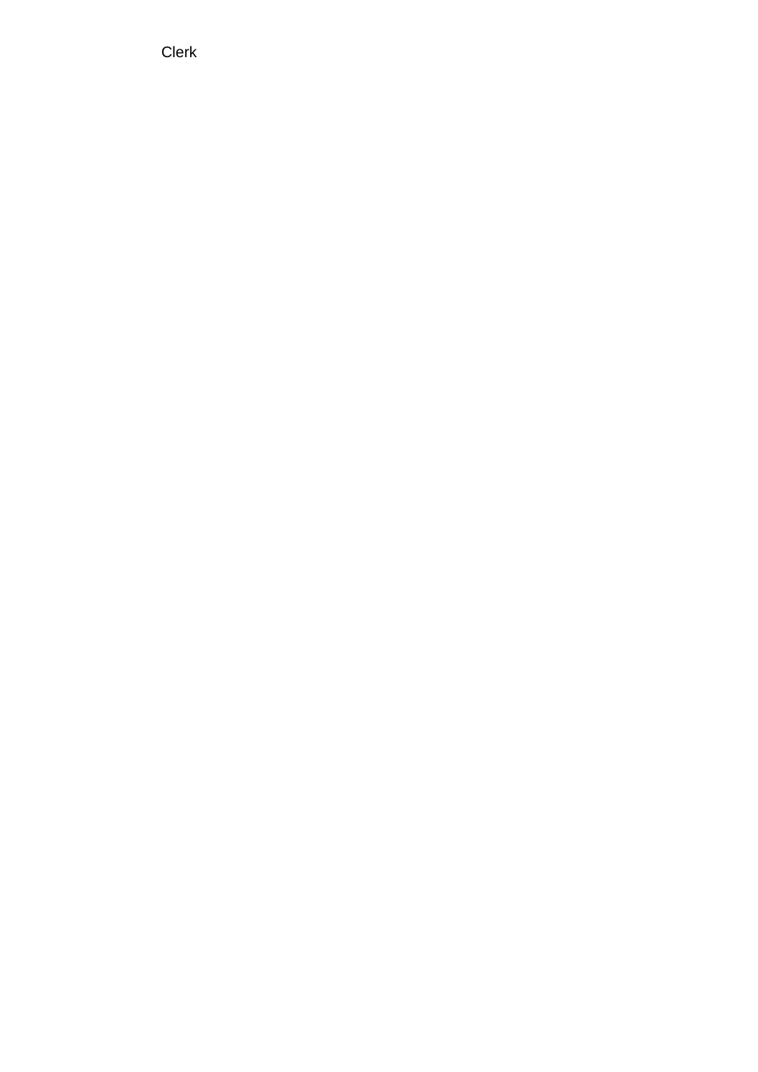Clerk